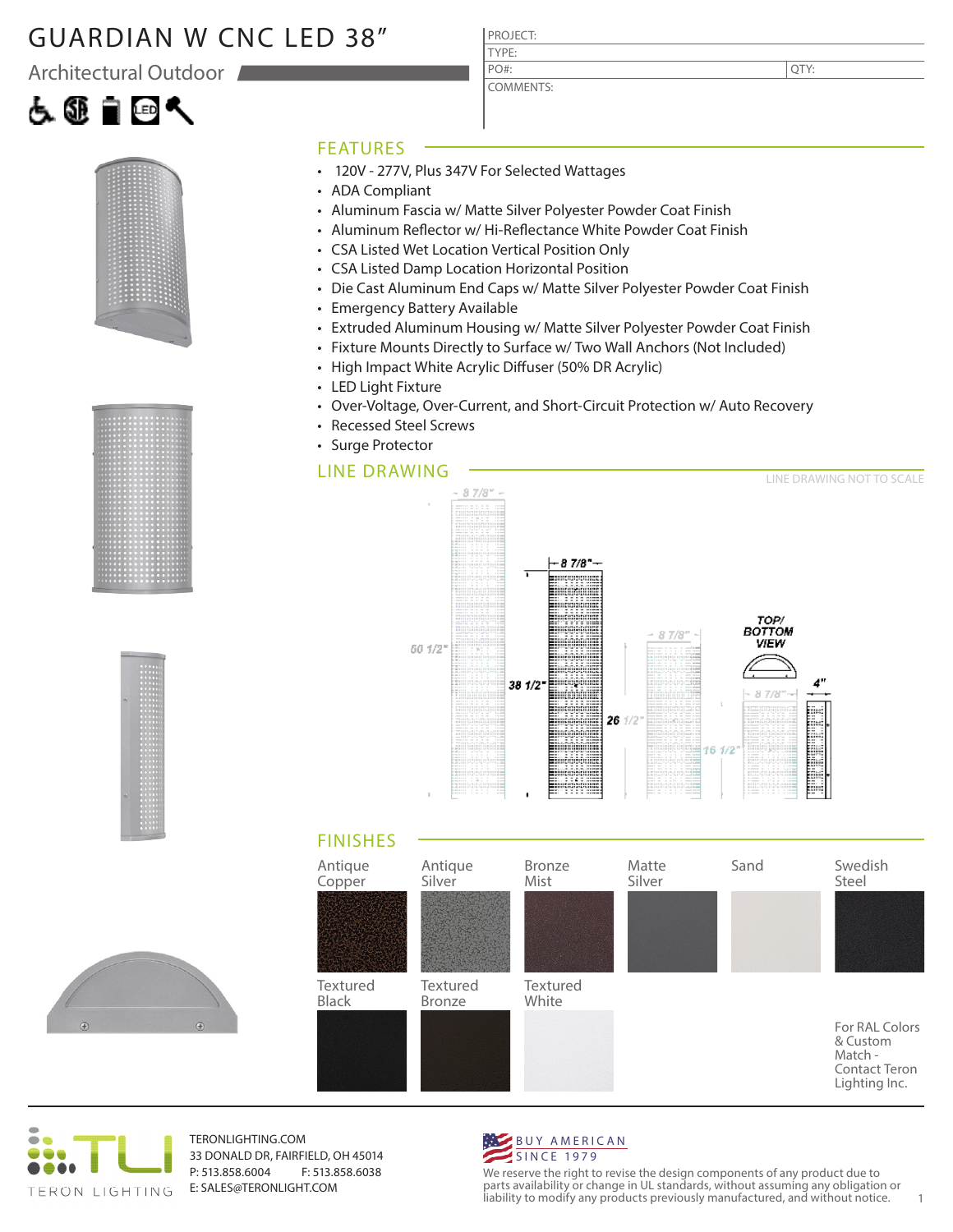# GUARDIAN W CNC LED 38"

## Architectural Outdoor

| PROJECT: | |
|---|---|
| TYPE: | |
| PO#: | QTY: |
| COMMENTS: | |

## FEATURES

- 120V - 277V, Plus 347V For Selected Wattages
- ADA Compliant
- Aluminum Fascia w/ Matte Silver Polyester Powder Coat Finish
- Aluminum Reflector w/ Hi-Reflectance White Powder Coat Finish
- CSA Listed Wet Location Vertical Position Only
- CSA Listed Damp Location Horizontal Position
- Die Cast Aluminum End Caps w/ Matte Silver Polyester Powder Coat Finish
- Emergency Battery Available
- Extruded Aluminum Housing w/ Matte Silver Polyester Powder Coat Finish
- Fixture Mounts Directly to Surface w/ Two Wall Anchors (Not Included)
- High Impact White Acrylic Diffuser (50% DR Acrylic)
- LED Light Fixture
- Over-Voltage, Over-Current, and Short-Circuit Protection w/ Auto Recovery
- Recessed Steel Screws
- Surge Protector

## LINE DRAWING

LINE DRAWING NOT TO SCALE

8 7/8" 50 1/2" 8 7/8" 38 1/2" 8 7/8" 26 1/2" 16 1/2" TOP/ BOTTOM VIEW 8 7/8" 4"

## FINISHES

Antique Copper | Antique Silver | Bronze Mist | Matte Silver | Sand | Swedish Steel

Textured Black | Textured Bronze | Textured White

For RAL Colors & Custom Match - Contact Teron Lighting Inc.

TERON LIGHTING

TERONLIGHTING.COM
33 DONALD DR, FAIRFIELD, OH 45014
P: 513.858.6004 F: 513.858.6038
E: SALES@TERONLIGHT.COM

BUY AMERICAN SINCE 1979

We reserve the right to revise the design components of any product due to parts availability or change in UL standards, without assuming any obligation or liability to modify any products previously manufactured, and without notice.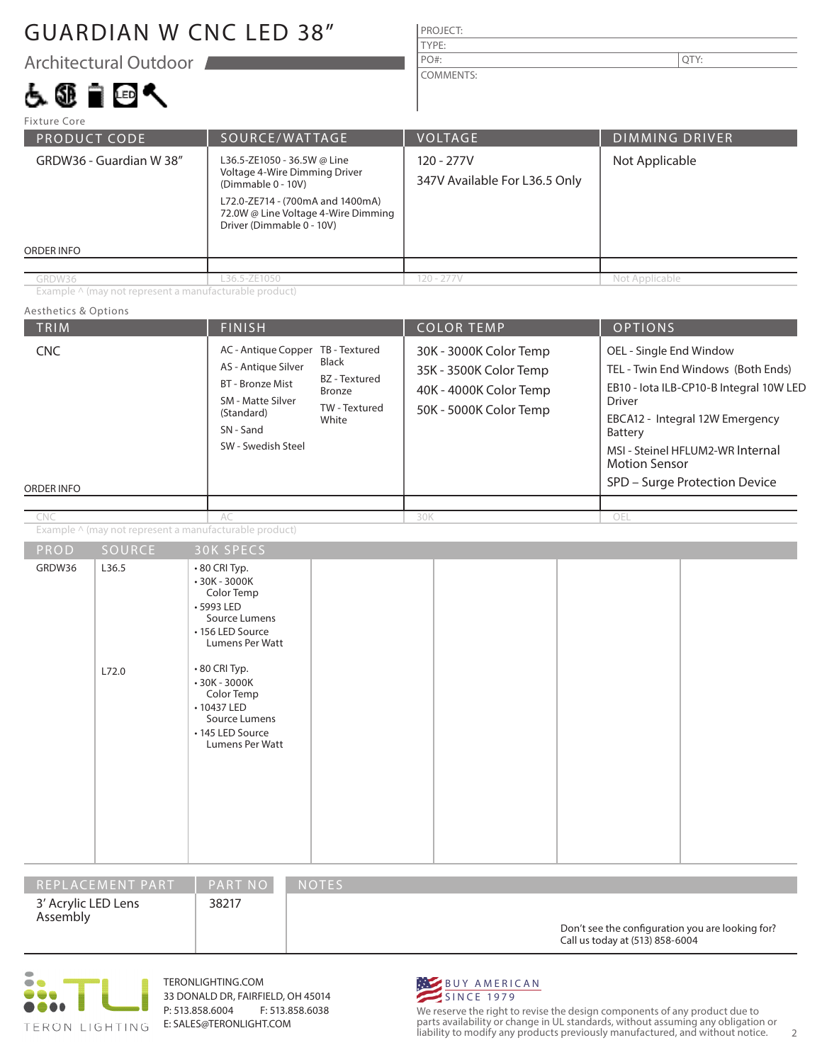# GUARDIAN W CNC LED 38"

## Architectural Outdoor

| | |
|---|---|
| PROJECT: | |
| TYPE: | |
| PO#: | QTY: |
| COMMENTS: | |

Fixture Core

| PRODUCT CODE | SOURCE/WATTAGE | VOLTAGE | DIMMING DRIVER |
|---|---|---|---|
| GRDW36 - Guardian W 38" | L36.5-ZE1050 - 36.5W @ Line Voltage 4-Wire Dimming Driver (Dimmable 0 - 10V)<br>L72.0-ZE714 - (700mA and 1400mA) 72.0W @ Line Voltage 4-Wire Dimming Driver (Dimmable 0 - 10V) | 120 - 277V<br>347V Available For L36.5 Only | Not Applicable |
| ORDER INFO | | | |
| GRDW36 | L36.5-ZE1050 | 120 - 277V | Not Applicable |

Example ^ (may not represent a manufacturable product)

Aesthetics & Options

| TRIM | FINISH | COLOR TEMP | OPTIONS |
|---|---|---|---|
| CNC | AC - Antique Copper<br>AS - Antique Silver<br>BT - Bronze Mist<br>SM - Matte Silver (Standard)<br>SN - Sand<br>SW - Swedish Steel<br>TB - Textured Black<br>BZ - Textured Bronze<br>TW - Textured White | 30K - 3000K Color Temp<br>35K - 3500K Color Temp<br>40K - 4000K Color Temp<br>50K - 5000K Color Temp | OEL - Single End Window<br>TEL - Twin End Windows (Both Ends)<br>EB10 - Iota ILB-CP10-B Integral 10W LED Driver<br>EBCA12 - Integral 12W Emergency Battery<br>MSI - Steinel HFLUM2-WR Internal Motion Sensor<br>SPD – Surge Protection Device |
| ORDER INFO | | | |
| CNC | AC | 30K | OEL |

Example ^ (may not represent a manufacturable product)

| PROD | SOURCE | 30K SPECS |
|---|---|---|
| GRDW36 | L36.5 | • 80 CRI Typ.<br>• 30K - 3000K Color Temp<br>• 5993 LED Source Lumens<br>• 156 LED Source Lumens Per Watt |
| | L72.0 | • 80 CRI Typ.<br>• 30K - 3000K Color Temp<br>• 10437 LED Source Lumens<br>• 145 LED Source Lumens Per Watt |

| REPLACEMENT PART | PART NO | NOTES |
|---|---|---|
| 3' Acrylic LED Lens Assembly | 38217 | Don't see the configuration you are looking for? Call us today at (513) 858-6004 |

TERON LIGHTING

TERONLIGHTING.COM
33 DONALD DR, FAIRFIELD, OH 45014
P: 513.858.6004 F: 513.858.6038
E: SALES@TERONLIGHT.COM

BUY AMERICAN SINCE 1979

We reserve the right to revise the design components of any product due to parts availability or change in UL standards, without assuming any obligation or liability to modify any products previously manufactured, and without notice.